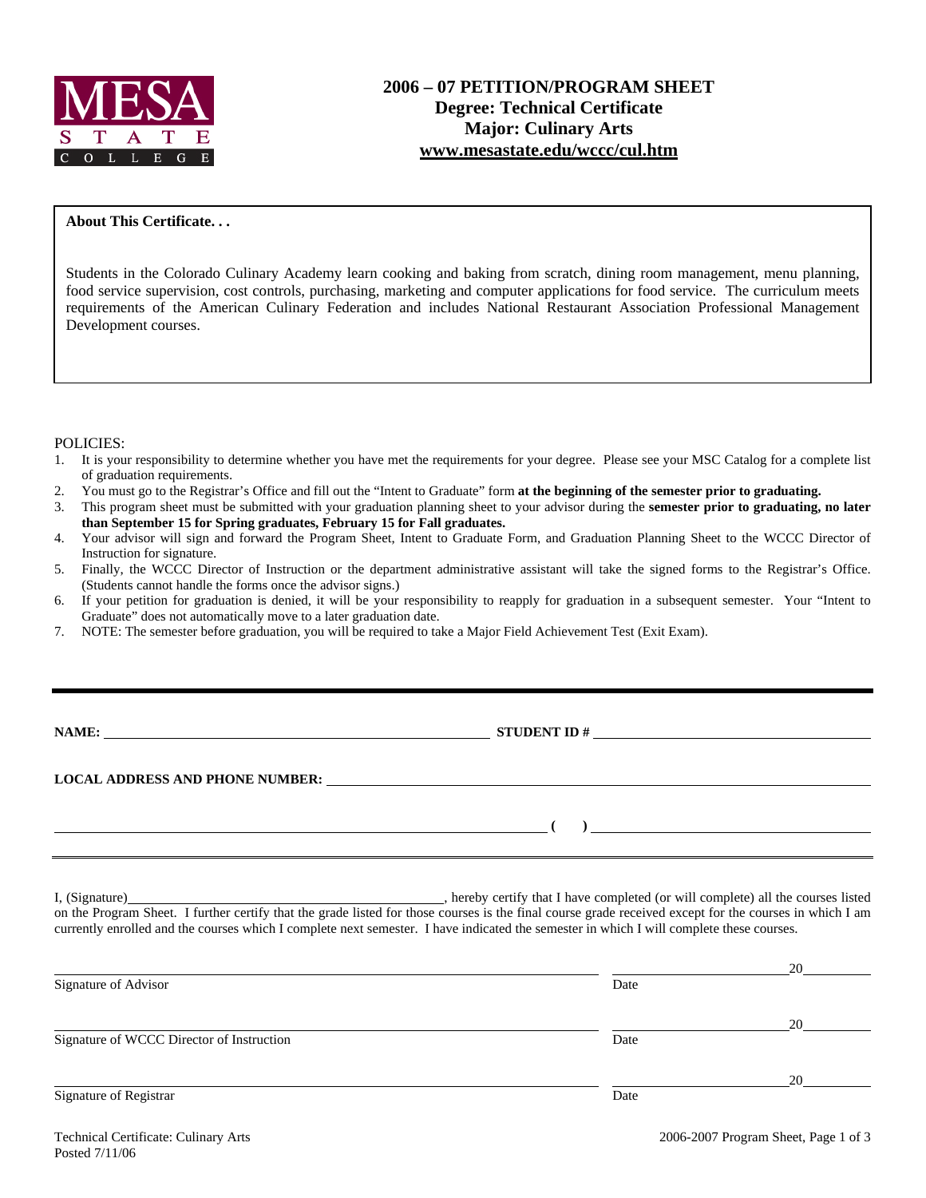MESA STATE COLLEGE

# 2006 – 07 PETITION/PROGRAM SHEET
## Degree: Technical Certificate
## Major: Culinary Arts
## www.mesastate.edu/wccc/cul.htm

**About This Certificate. . .**

Students in the Colorado Culinary Academy learn cooking and baking from scratch, dining room management, menu planning, food service supervision, cost controls, purchasing, marketing and computer applications for food service. The curriculum meets requirements of the American Culinary Federation and includes National Restaurant Association Professional Management Development courses.

POLICIES:

1. It is your responsibility to determine whether you have met the requirements for your degree. Please see your MSC Catalog for a complete list of graduation requirements.
2. You must go to the Registrar's Office and fill out the "Intent to Graduate" form **at the beginning of the semester prior to graduating.**
3. This program sheet must be submitted with your graduation planning sheet to your advisor during the **semester prior to graduating, no later than September 15 for Spring graduates, February 15 for Fall graduates.**
4. Your advisor will sign and forward the Program Sheet, Intent to Graduate Form, and Graduation Planning Sheet to the WCCC Director of Instruction for signature.
5. Finally, the WCCC Director of Instruction or the department administrative assistant will take the signed forms to the Registrar's Office. (Students cannot handle the forms once the advisor signs.)
6. If your petition for graduation is denied, it will be your responsibility to reapply for graduation in a subsequent semester. Your "Intent to Graduate" does not automatically move to a later graduation date.
7. NOTE: The semester before graduation, you will be required to take a Major Field Achievement Test (Exit Exam).

---

**NAME:** ______________________________ **STUDENT ID #** ______________________________

**LOCAL ADDRESS AND PHONE NUMBER:** ______________________________

______________________________ **(    )** ______________________________

---

I, (Signature)______________________________, hereby certify that I have completed (or will complete) all the courses listed on the Program Sheet. I further certify that the grade listed for those courses is the final course grade received except for the courses in which I am currently enrolled and the courses which I complete next semester. I have indicated the semester in which I will complete these courses.

______________________________ ______________ 20______
Signature of Advisor Date

______________________________ ______________ 20______
Signature of WCCC Director of Instruction Date

______________________________ ______________ 20______
Signature of Registrar Date

Technical Certificate: Culinary Arts
Posted 7/11/06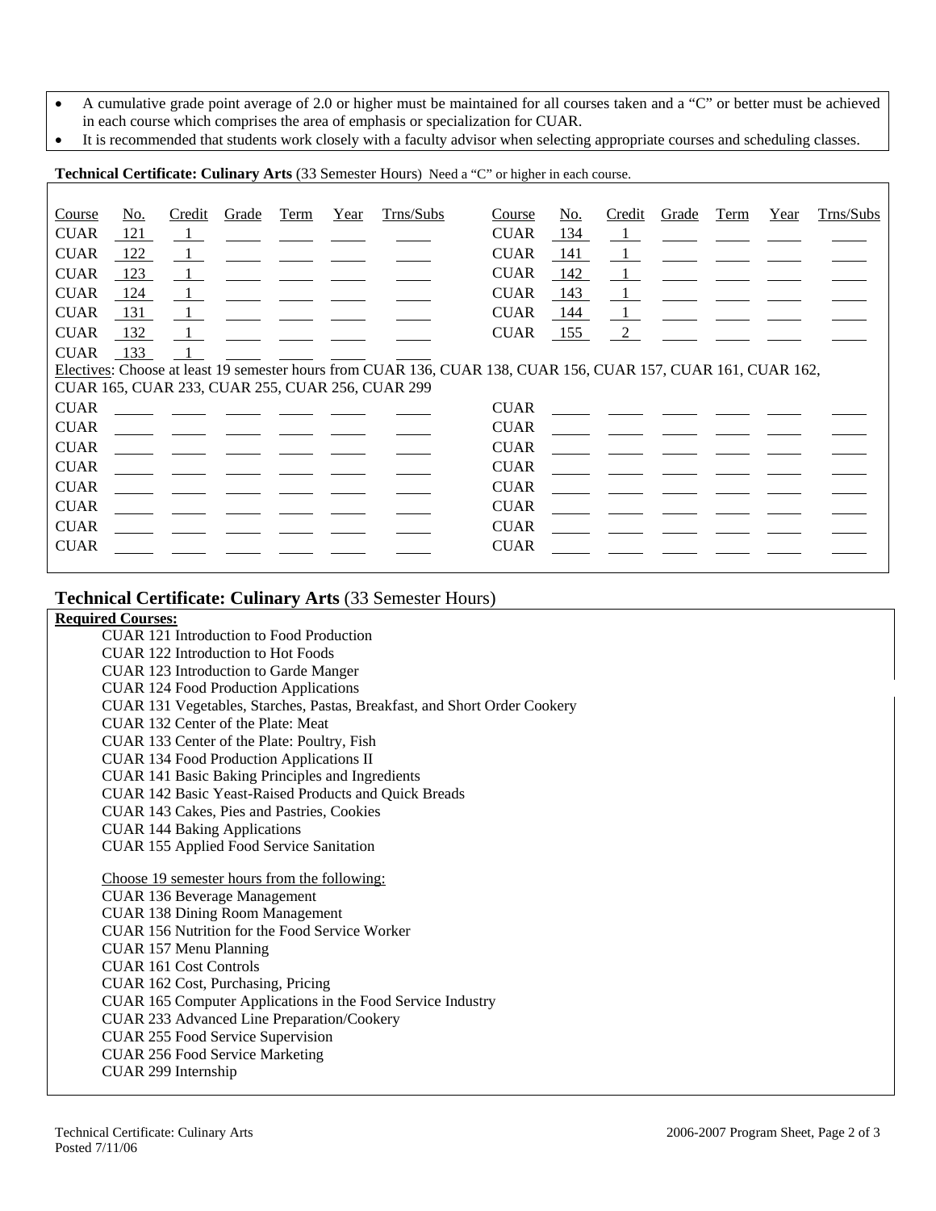- A cumulative grade point average of 2.0 or higher must be maintained for all courses taken and a "C" or better must be achieved in each course which comprises the area of emphasis or specialization for CUAR.
- It is recommended that students work closely with a faculty advisor when selecting appropriate courses and scheduling classes.

**Technical Certificate: Culinary Arts** (33 Semester Hours) Need a "C" or higher in each course.

| Course | No. | Credit | Grade | Term | Year | Trns/Subs | Course | No. | Credit | Grade | Term | Year | Trns/Subs |
|---|---|---|---|---|---|---|---|---|---|---|---|---|---|
| CUAR | 121 | 1 | | | | | CUAR | 134 | 1 | | | | |
| CUAR | 122 | 1 | | | | | CUAR | 141 | 1 | | | | |
| CUAR | 123 | 1 | | | | | CUAR | 142 | 1 | | | | |
| CUAR | 124 | 1 | | | | | CUAR | 143 | 1 | | | | |
| CUAR | 131 | 1 | | | | | CUAR | 144 | 1 | | | | |
| CUAR | 132 | 1 | | | | | CUAR | 155 | 2 | | | | |
| CUAR | 133 | 1 | | | | | | | | | | | |

Electives: Choose at least 19 semester hours from CUAR 136, CUAR 138, CUAR 156, CUAR 157, CUAR 161, CUAR 162, CUAR 165, CUAR 233, CUAR 255, CUAR 256, CUAR 299

| Course | No. | Credit | Grade | Term | Year | Trns/Subs | Course | No. | Credit | Grade | Term | Year | Trns/Subs |
|---|---|---|---|---|---|---|---|---|---|---|---|---|---|
| CUAR | | | | | | | CUAR | | | | | | |
| CUAR | | | | | | | CUAR | | | | | | |
| CUAR | | | | | | | CUAR | | | | | | |
| CUAR | | | | | | | CUAR | | | | | | |
| CUAR | | | | | | | CUAR | | | | | | |
| CUAR | | | | | | | CUAR | | | | | | |
| CUAR | | | | | | | CUAR | | | | | | |
| CUAR | | | | | | | CUAR | | | | | | |

## Technical Certificate: Culinary Arts (33 Semester Hours)

**Required Courses:**

CUAR 121 Introduction to Food Production
CUAR 122 Introduction to Hot Foods
CUAR 123 Introduction to Garde Manger
CUAR 124 Food Production Applications
CUAR 131 Vegetables, Starches, Pastas, Breakfast, and Short Order Cookery
CUAR 132 Center of the Plate: Meat
CUAR 133 Center of the Plate: Poultry, Fish
CUAR 134 Food Production Applications II
CUAR 141 Basic Baking Principles and Ingredients
CUAR 142 Basic Yeast-Raised Products and Quick Breads
CUAR 143 Cakes, Pies and Pastries, Cookies
CUAR 144 Baking Applications
CUAR 155 Applied Food Service Sanitation

Choose 19 semester hours from the following:

CUAR 136 Beverage Management
CUAR 138 Dining Room Management
CUAR 156 Nutrition for the Food Service Worker
CUAR 157 Menu Planning
CUAR 161 Cost Controls
CUAR 162 Cost, Purchasing, Pricing
CUAR 165 Computer Applications in the Food Service Industry
CUAR 233 Advanced Line Preparation/Cookery
CUAR 255 Food Service Supervision
CUAR 256 Food Service Marketing
CUAR 299 Internship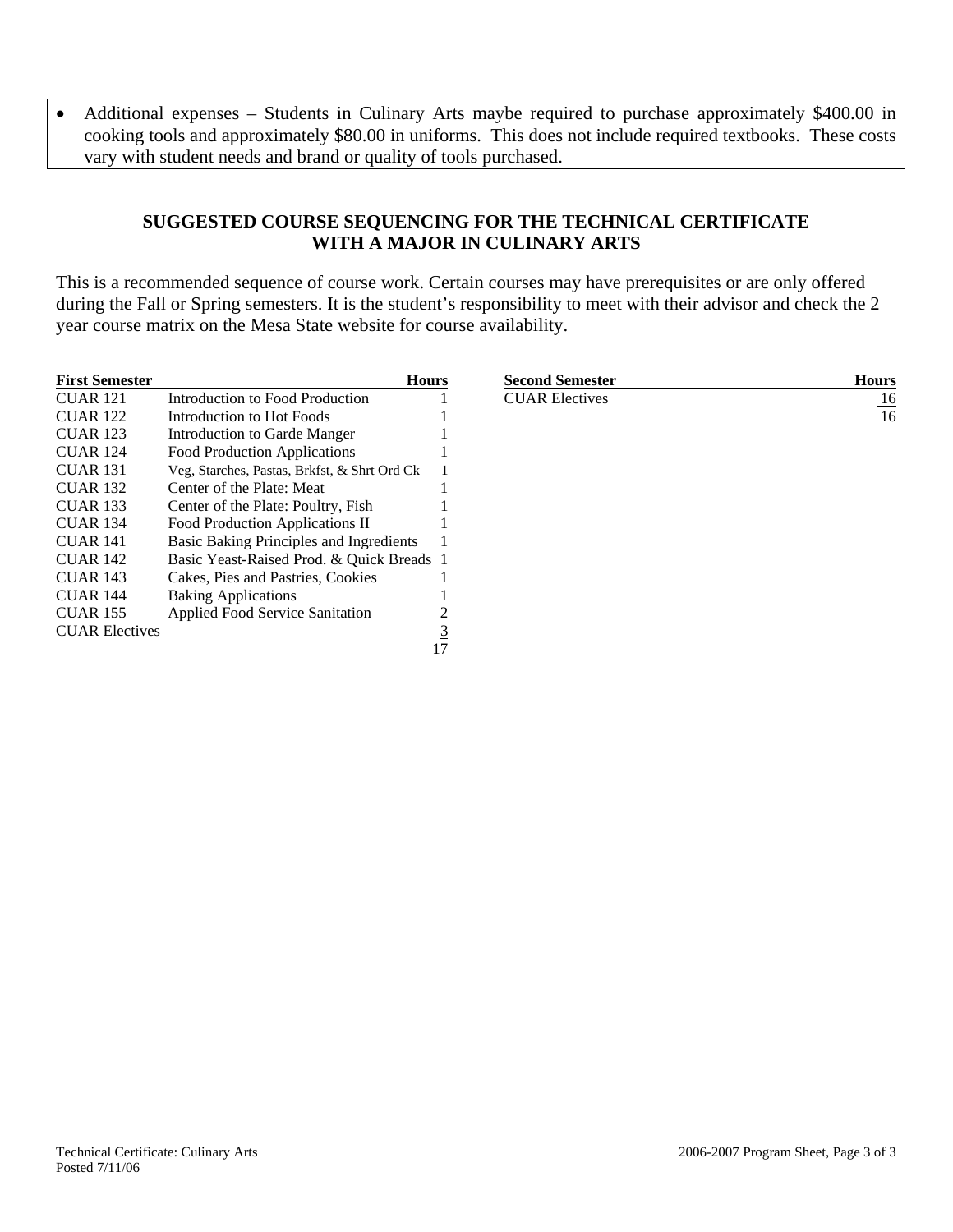- Additional expenses – Students in Culinary Arts maybe required to purchase approximately $400.00 in cooking tools and approximately $80.00 in uniforms. This does not include required textbooks. These costs vary with student needs and brand or quality of tools purchased.

## SUGGESTED COURSE SEQUENCING FOR THE TECHNICAL CERTIFICATE WITH A MAJOR IN CULINARY ARTS

This is a recommended sequence of course work. Certain courses may have prerequisites or are only offered during the Fall or Spring semesters. It is the student's responsibility to meet with their advisor and check the 2 year course matrix on the Mesa State website for course availability.

| First Semester | | Hours |
|---|---|---|
| CUAR 121 | Introduction to Food Production | 1 |
| CUAR 122 | Introduction to Hot Foods | 1 |
| CUAR 123 | Introduction to Garde Manger | 1 |
| CUAR 124 | Food Production Applications | 1 |
| CUAR 131 | Veg, Starches, Pastas, Brkfst, & Shrt Ord Ck | 1 |
| CUAR 132 | Center of the Plate: Meat | 1 |
| CUAR 133 | Center of the Plate: Poultry, Fish | 1 |
| CUAR 134 | Food Production Applications II | 1 |
| CUAR 141 | Basic Baking Principles and Ingredients | 1 |
| CUAR 142 | Basic Yeast-Raised Prod. & Quick Breads | 1 |
| CUAR 143 | Cakes, Pies and Pastries, Cookies | 1 |
| CUAR 144 | Baking Applications | 1 |
| CUAR 155 | Applied Food Service Sanitation | 2 |
| CUAR Electives | | 3 |
| | | 17 |

| Second Semester | Hours |
|---|---|
| CUAR Electives | 16 |
| | 16 |

Technical Certificate: Culinary Arts
Posted 7/11/06